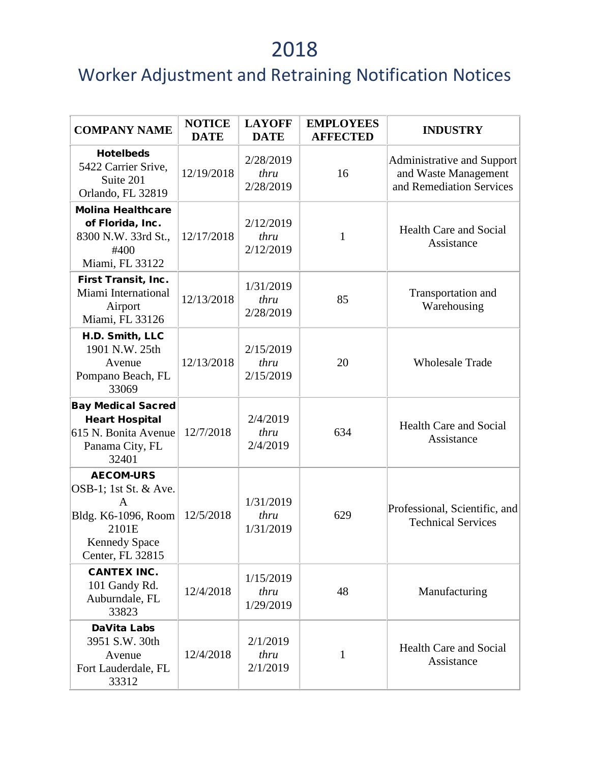# 2018

## Worker Adjustment and Retraining Notification Notices

| COMPANY NAME | NOTICE DATE | LAYOFF DATE | EMPLOYEES AFFECTED | INDUSTRY |
|---|---|---|---|---|
| **Hotelbeds** 5422 Carrier Srive, Suite 201 Orlando, FL 32819 | 12/19/2018 | 2/28/2019 *thru* 2/28/2019 | 16 | Administrative and Support and Waste Management and Remediation Services |
| **Molina Healthcare of Florida, Inc.** 8300 N.W. 33rd St., #400 Miami, FL 33122 | 12/17/2018 | 2/12/2019 *thru* 2/12/2019 | 1 | Health Care and Social Assistance |
| **First Transit, Inc.** Miami International Airport Miami, FL 33126 | 12/13/2018 | 1/31/2019 *thru* 2/28/2019 | 85 | Transportation and Warehousing |
| **H.D. Smith, LLC** 1901 N.W. 25th Avenue Pompano Beach, FL 33069 | 12/13/2018 | 2/15/2019 *thru* 2/15/2019 | 20 | Wholesale Trade |
| **Bay Medical Sacred Heart Hospital** 615 N. Bonita Avenue Panama City, FL 32401 | 12/7/2018 | 2/4/2019 *thru* 2/4/2019 | 634 | Health Care and Social Assistance |
| **AECOM-URS** OSB-1; 1st St. & Ave. A Bldg. K6-1096, Room 2101E Kennedy Space Center, FL 32815 | 12/5/2018 | 1/31/2019 *thru* 1/31/2019 | 629 | Professional, Scientific, and Technical Services |
| **CANTEX INC.** 101 Gandy Rd. Auburndale, FL 33823 | 12/4/2018 | 1/15/2019 *thru* 1/29/2019 | 48 | Manufacturing |
| **DaVita Labs** 3951 S.W. 30th Avenue Fort Lauderdale, FL 33312 | 12/4/2018 | 2/1/2019 *thru* 2/1/2019 | 1 | Health Care and Social Assistance |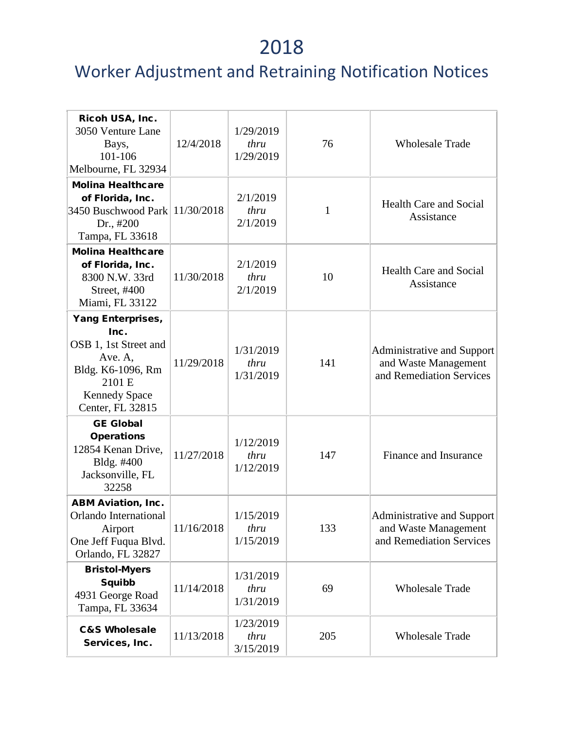# 2018

## Worker Adjustment and Retraining Notification Notices

| | | | | |
|---|---|---|---|---|
| **Ricoh USA, Inc.** 3050 Venture Lane Bays, 101-106 Melbourne, FL 32934 | 12/4/2018 | 1/29/2019 *thru* 1/29/2019 | 76 | Wholesale Trade |
| **Molina Healthcare of Florida, Inc.** 3450 Buschwood Park Dr., #200 Tampa, FL 33618 | 11/30/2018 | 2/1/2019 *thru* 2/1/2019 | 1 | Health Care and Social Assistance |
| **Molina Healthcare of Florida, Inc.** 8300 N.W. 33rd Street, #400 Miami, FL 33122 | 11/30/2018 | 2/1/2019 *thru* 2/1/2019 | 10 | Health Care and Social Assistance |
| **Yang Enterprises, Inc.** OSB 1, 1st Street and Ave. A, Bldg. K6-1096, Rm 2101 E Kennedy Space Center, FL 32815 | 11/29/2018 | 1/31/2019 *thru* 1/31/2019 | 141 | Administrative and Support and Waste Management and Remediation Services |
| **GE Global Operations** 12854 Kenan Drive, Bldg. #400 Jacksonville, FL 32258 | 11/27/2018 | 1/12/2019 *thru* 1/12/2019 | 147 | Finance and Insurance |
| **ABM Aviation, Inc.** Orlando International Airport One Jeff Fuqua Blvd. Orlando, FL 32827 | 11/16/2018 | 1/15/2019 *thru* 1/15/2019 | 133 | Administrative and Support and Waste Management and Remediation Services |
| **Bristol-Myers Squibb** 4931 George Road Tampa, FL 33634 | 11/14/2018 | 1/31/2019 *thru* 1/31/2019 | 69 | Wholesale Trade |
| **C&S Wholesale Services, Inc.** | 11/13/2018 | 1/23/2019 *thru* 3/15/2019 | 205 | Wholesale Trade |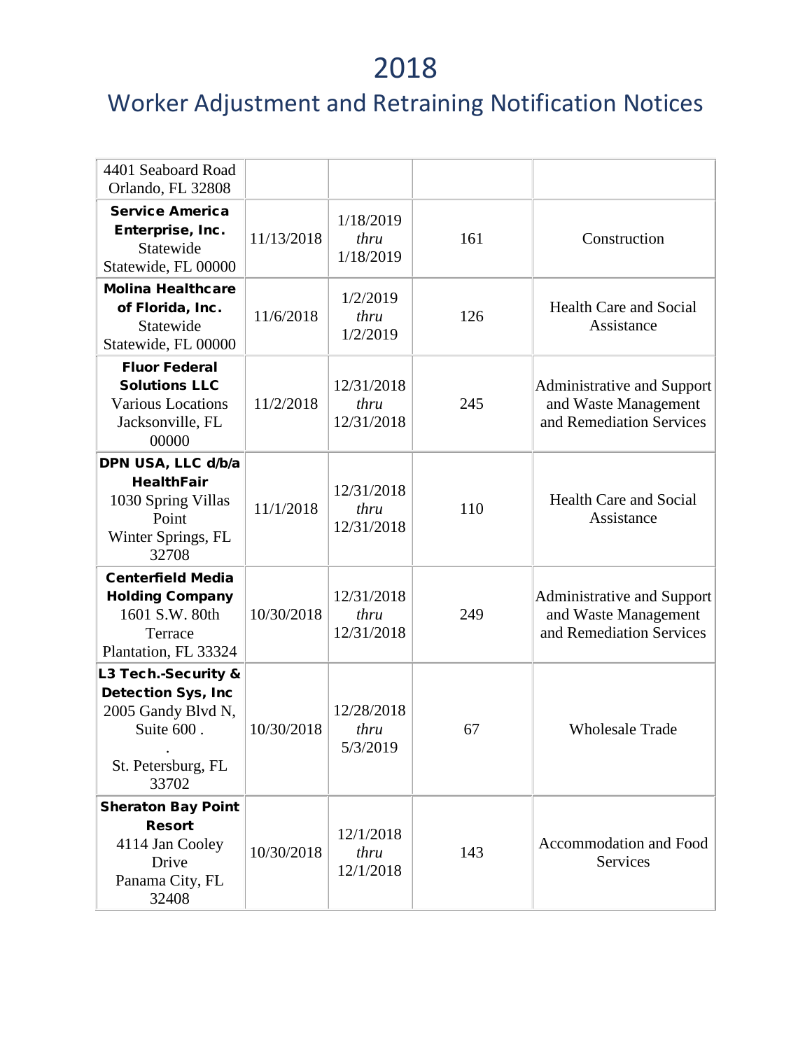# 2018

## Worker Adjustment and Retraining Notification Notices

| | | | | |
|---|---|---|---|---|
| 4401 Seaboard Road<br>Orlando, FL 32808 | | | | |
| **Service America Enterprise, Inc.**<br>Statewide<br>Statewide, FL 00000 | 11/13/2018 | 1/18/2019<br>*thru*<br>1/18/2019 | 161 | Construction |
| **Molina Healthcare of Florida, Inc.**<br>Statewide<br>Statewide, FL 00000 | 11/6/2018 | 1/2/2019<br>*thru*<br>1/2/2019 | 126 | Health Care and Social Assistance |
| **Fluor Federal Solutions LLC**<br>Various Locations<br>Jacksonville, FL 00000 | 11/2/2018 | 12/31/2018<br>*thru*<br>12/31/2018 | 245 | Administrative and Support and Waste Management and Remediation Services |
| **DPN USA, LLC d/b/a HealthFair**<br>1030 Spring Villas Point<br>Winter Springs, FL 32708 | 11/1/2018 | 12/31/2018<br>*thru*<br>12/31/2018 | 110 | Health Care and Social Assistance |
| **Centerfield Media Holding Company**<br>1601 S.W. 80th Terrace<br>Plantation, FL 33324 | 10/30/2018 | 12/31/2018<br>*thru*<br>12/31/2018 | 249 | Administrative and Support and Waste Management and Remediation Services |
| **L3 Tech.-Security & Detection Sys, Inc**<br>2005 Gandy Blvd N, Suite 600 .<br>.<br>St. Petersburg, FL 33702 | 10/30/2018 | 12/28/2018<br>*thru*<br>5/3/2019 | 67 | Wholesale Trade |
| **Sheraton Bay Point Resort**<br>4114 Jan Cooley Drive<br>Panama City, FL 32408 | 10/30/2018 | 12/1/2018<br>*thru*<br>12/1/2018 | 143 | Accommodation and Food Services |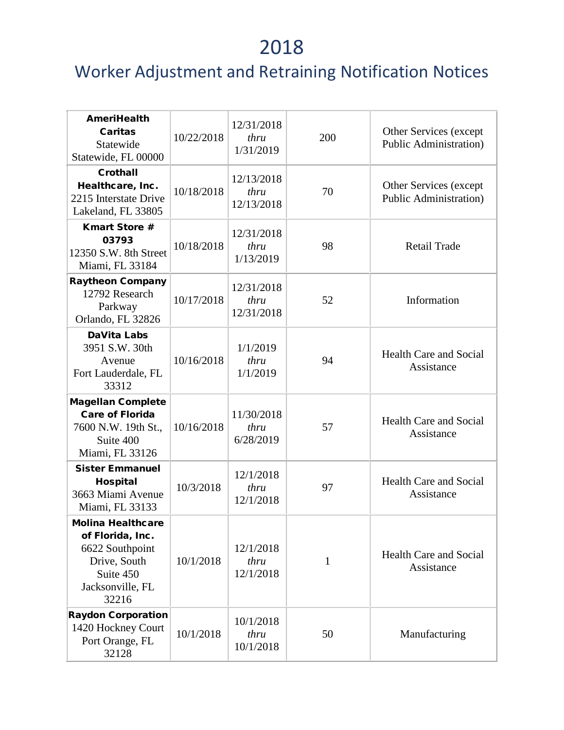# 2018

## Worker Adjustment and Retraining Notification Notices

| Company | Notice Date | Layoff Date | Employees | Industry |
|---|---|---|---|---|
| **AmeriHealth Caritas** Statewide Statewide, FL 00000 | 10/22/2018 | 12/31/2018 *thru* 1/31/2019 | 200 | Other Services (except Public Administration) |
| **Crothall Healthcare, Inc.** 2215 Interstate Drive Lakeland, FL 33805 | 10/18/2018 | 12/13/2018 *thru* 12/13/2018 | 70 | Other Services (except Public Administration) |
| **Kmart Store # 03793** 12350 S.W. 8th Street Miami, FL 33184 | 10/18/2018 | 12/31/2018 *thru* 1/13/2019 | 98 | Retail Trade |
| **Raytheon Company** 12792 Research Parkway Orlando, FL 32826 | 10/17/2018 | 12/31/2018 *thru* 12/31/2018 | 52 | Information |
| **DaVita Labs** 3951 S.W. 30th Avenue Fort Lauderdale, FL 33312 | 10/16/2018 | 1/1/2019 *thru* 1/1/2019 | 94 | Health Care and Social Assistance |
| **Magellan Complete Care of Florida** 7600 N.W. 19th St., Suite 400 Miami, FL 33126 | 10/16/2018 | 11/30/2018 *thru* 6/28/2019 | 57 | Health Care and Social Assistance |
| **Sister Emmanuel Hospital** 3663 Miami Avenue Miami, FL 33133 | 10/3/2018 | 12/1/2018 *thru* 12/1/2018 | 97 | Health Care and Social Assistance |
| **Molina Healthcare of Florida, Inc.** 6622 Southpoint Drive, South Suite 450 Jacksonville, FL 32216 | 10/1/2018 | 12/1/2018 *thru* 12/1/2018 | 1 | Health Care and Social Assistance |
| **Raydon Corporation** 1420 Hockney Court Port Orange, FL 32128 | 10/1/2018 | 10/1/2018 *thru* 10/1/2018 | 50 | Manufacturing |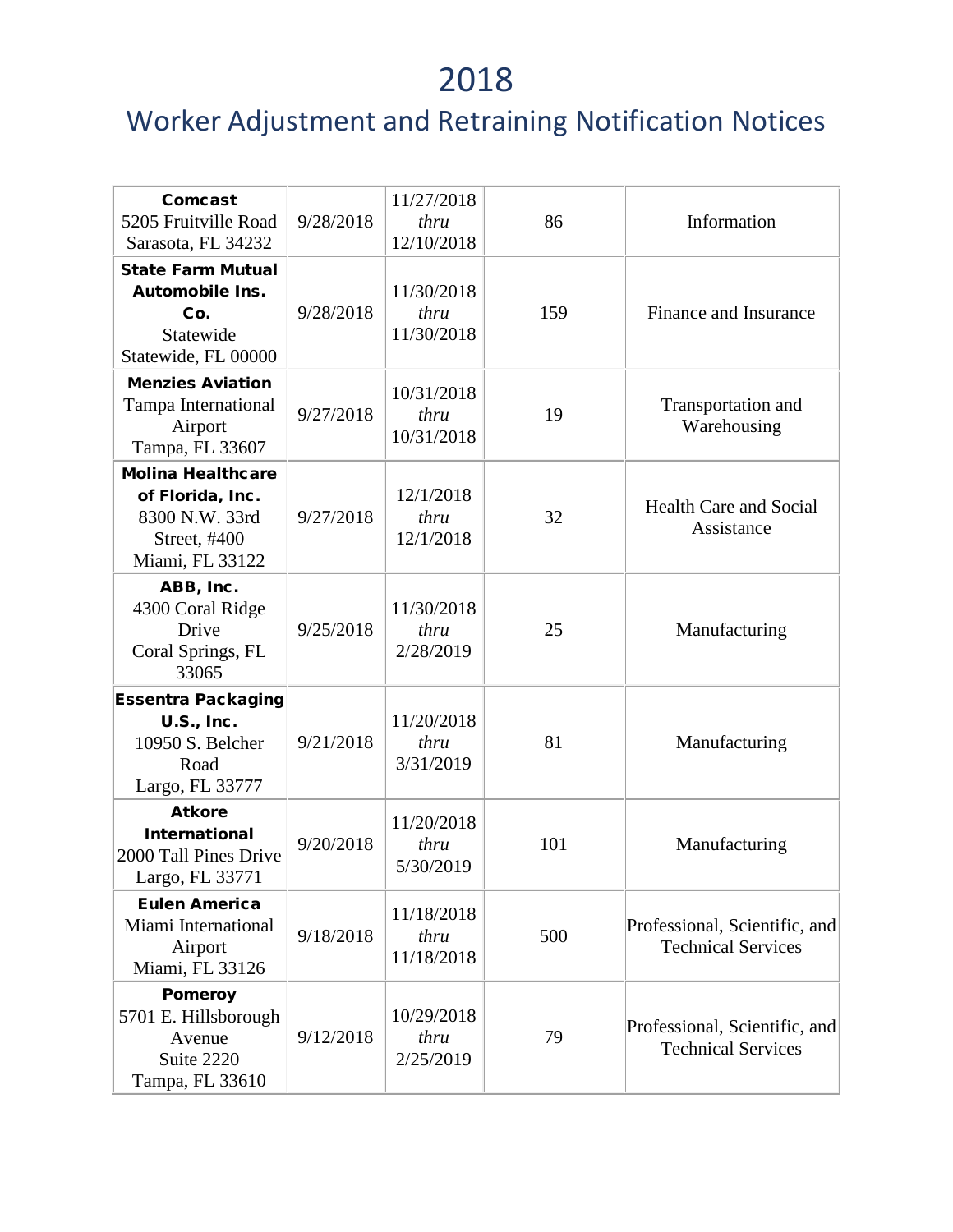# 2018

## Worker Adjustment and Retraining Notification Notices

| | | | | |
|---|---|---|---|---|
| **Comcast** 5205 Fruitville Road Sarasota, FL 34232 | 9/28/2018 | 11/27/2018 *thru* 12/10/2018 | 86 | Information |
| **State Farm Mutual Automobile Ins. Co.** Statewide Statewide, FL 00000 | 9/28/2018 | 11/30/2018 *thru* 11/30/2018 | 159 | Finance and Insurance |
| **Menzies Aviation** Tampa International Airport Tampa, FL 33607 | 9/27/2018 | 10/31/2018 *thru* 10/31/2018 | 19 | Transportation and Warehousing |
| **Molina Healthcare of Florida, Inc.** 8300 N.W. 33rd Street, #400 Miami, FL 33122 | 9/27/2018 | 12/1/2018 *thru* 12/1/2018 | 32 | Health Care and Social Assistance |
| **ABB, Inc.** 4300 Coral Ridge Drive Coral Springs, FL 33065 | 9/25/2018 | 11/30/2018 *thru* 2/28/2019 | 25 | Manufacturing |
| **Essentra Packaging U.S., Inc.** 10950 S. Belcher Road Largo, FL 33777 | 9/21/2018 | 11/20/2018 *thru* 3/31/2019 | 81 | Manufacturing |
| **Atkore International** 2000 Tall Pines Drive Largo, FL 33771 | 9/20/2018 | 11/20/2018 *thru* 5/30/2019 | 101 | Manufacturing |
| **Eulen America** Miami International Airport Miami, FL 33126 | 9/18/2018 | 11/18/2018 *thru* 11/18/2018 | 500 | Professional, Scientific, and Technical Services |
| **Pomeroy** 5701 E. Hillsborough Avenue Suite 2220 Tampa, FL 33610 | 9/12/2018 | 10/29/2018 *thru* 2/25/2019 | 79 | Professional, Scientific, and Technical Services |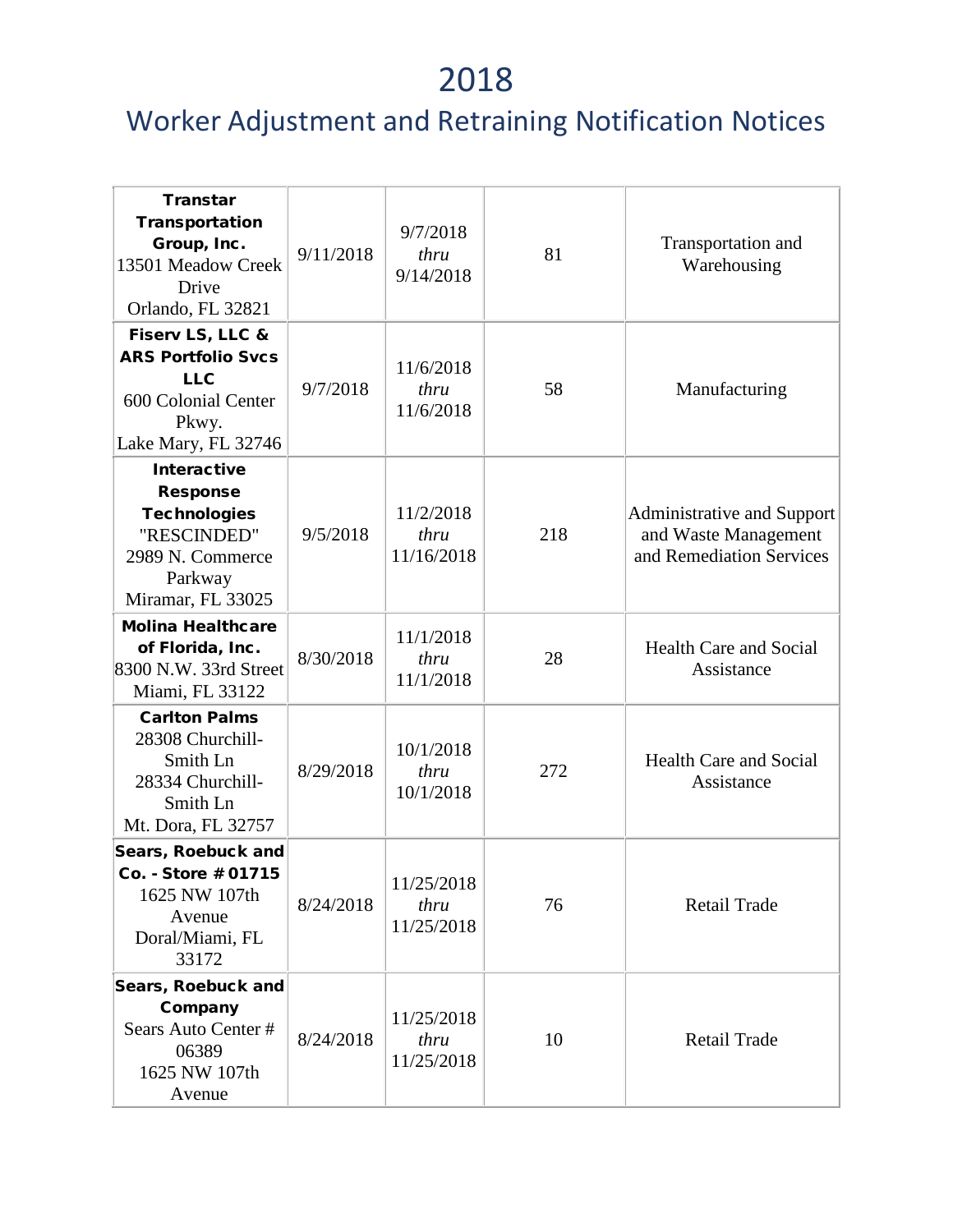# 2018

## Worker Adjustment and Retraining Notification Notices

| | | | | |
|---|---|---|---|---|
| **Transtar Transportation Group, Inc.** 13501 Meadow Creek Drive Orlando, FL 32821 | 9/11/2018 | 9/7/2018 *thru* 9/14/2018 | 81 | Transportation and Warehousing |
| **Fiserv LS, LLC & ARS Portfolio Svcs LLC** 600 Colonial Center Pkwy. Lake Mary, FL 32746 | 9/7/2018 | 11/6/2018 *thru* 11/6/2018 | 58 | Manufacturing |
| **Interactive Response Technologies** "RESCINDED" 2989 N. Commerce Parkway Miramar, FL 33025 | 9/5/2018 | 11/2/2018 *thru* 11/16/2018 | 218 | Administrative and Support and Waste Management and Remediation Services |
| **Molina Healthcare of Florida, Inc.** 8300 N.W. 33rd Street Miami, FL 33122 | 8/30/2018 | 11/1/2018 *thru* 11/1/2018 | 28 | Health Care and Social Assistance |
| **Carlton Palms** 28308 Churchill-Smith Ln 28334 Churchill-Smith Ln Mt. Dora, FL 32757 | 8/29/2018 | 10/1/2018 *thru* 10/1/2018 | 272 | Health Care and Social Assistance |
| **Sears, Roebuck and Co. - Store #01715** 1625 NW 107th Avenue Doral/Miami, FL 33172 | 8/24/2018 | 11/25/2018 *thru* 11/25/2018 | 76 | Retail Trade |
| **Sears, Roebuck and Company** Sears Auto Center # 06389 1625 NW 107th Avenue | 8/24/2018 | 11/25/2018 *thru* 11/25/2018 | 10 | Retail Trade |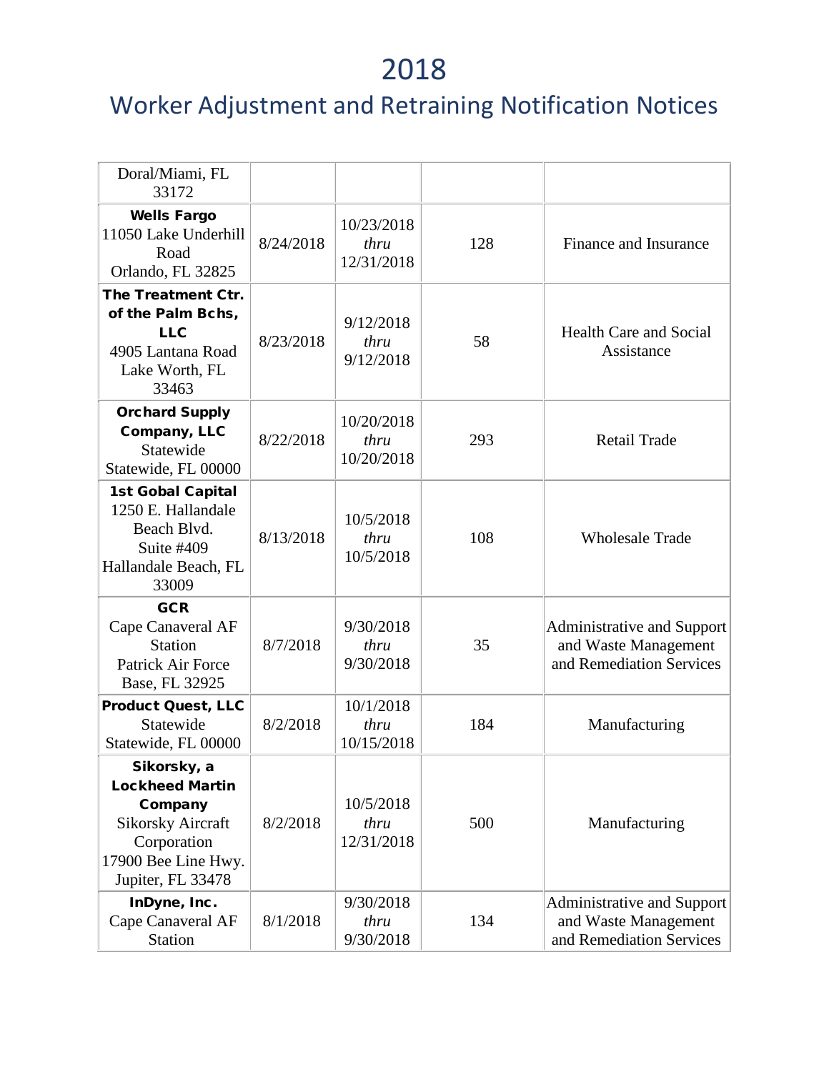# 2018

## Worker Adjustment and Retraining Notification Notices

| | | | | |
|---|---|---|---|---|
| Doral/Miami, FL 33172 | | | | |
| **Wells Fargo** 11050 Lake Underhill Road Orlando, FL 32825 | 8/24/2018 | 10/23/2018 *thru* 12/31/2018 | 128 | Finance and Insurance |
| **The Treatment Ctr. of the Palm Bchs, LLC** 4905 Lantana Road Lake Worth, FL 33463 | 8/23/2018 | 9/12/2018 *thru* 9/12/2018 | 58 | Health Care and Social Assistance |
| **Orchard Supply Company, LLC** Statewide Statewide, FL 00000 | 8/22/2018 | 10/20/2018 *thru* 10/20/2018 | 293 | Retail Trade |
| **1st Gobal Capital** 1250 E. Hallandale Beach Blvd. Suite #409 Hallandale Beach, FL 33009 | 8/13/2018 | 10/5/2018 *thru* 10/5/2018 | 108 | Wholesale Trade |
| **GCR** Cape Canaveral AF Station Patrick Air Force Base, FL 32925 | 8/7/2018 | 9/30/2018 *thru* 9/30/2018 | 35 | Administrative and Support and Waste Management and Remediation Services |
| **Product Quest, LLC** Statewide Statewide, FL 00000 | 8/2/2018 | 10/1/2018 *thru* 10/15/2018 | 184 | Manufacturing |
| **Sikorsky, a Lockheed Martin Company** Sikorsky Aircraft Corporation 17900 Bee Line Hwy. Jupiter, FL 33478 | 8/2/2018 | 10/5/2018 *thru* 12/31/2018 | 500 | Manufacturing |
| **InDyne, Inc.** Cape Canaveral AF Station | 8/1/2018 | 9/30/2018 *thru* 9/30/2018 | 134 | Administrative and Support and Waste Management and Remediation Services |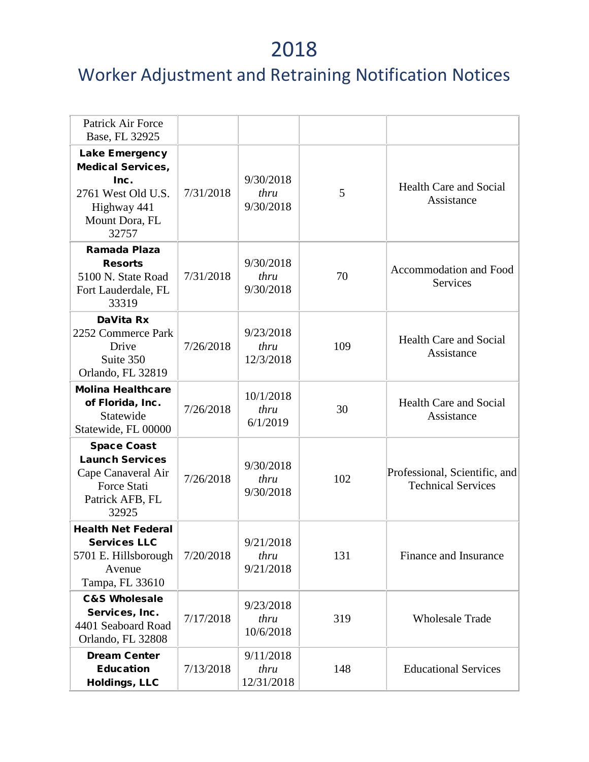# 2018

## Worker Adjustment and Retraining Notification Notices

| | | | | |
|---|---|---|---|---|
| Patrick Air Force Base, FL 32925 | | | | |
| **Lake Emergency Medical Services, Inc.** 2761 West Old U.S. Highway 441 Mount Dora, FL 32757 | 7/31/2018 | 9/30/2018 *thru* 9/30/2018 | 5 | Health Care and Social Assistance |
| **Ramada Plaza Resorts** 5100 N. State Road Fort Lauderdale, FL 33319 | 7/31/2018 | 9/30/2018 *thru* 9/30/2018 | 70 | Accommodation and Food Services |
| **DaVita Rx** 2252 Commerce Park Drive Suite 350 Orlando, FL 32819 | 7/26/2018 | 9/23/2018 *thru* 12/3/2018 | 109 | Health Care and Social Assistance |
| **Molina Healthcare of Florida, Inc.** Statewide Statewide, FL 00000 | 7/26/2018 | 10/1/2018 *thru* 6/1/2019 | 30 | Health Care and Social Assistance |
| **Space Coast Launch Services** Cape Canaveral Air Force Stati Patrick AFB, FL 32925 | 7/26/2018 | 9/30/2018 *thru* 9/30/2018 | 102 | Professional, Scientific, and Technical Services |
| **Health Net Federal Services LLC** 5701 E. Hillsborough Avenue Tampa, FL 33610 | 7/20/2018 | 9/21/2018 *thru* 9/21/2018 | 131 | Finance and Insurance |
| **C&S Wholesale Services, Inc.** 4401 Seaboard Road Orlando, FL 32808 | 7/17/2018 | 9/23/2018 *thru* 10/6/2018 | 319 | Wholesale Trade |
| **Dream Center Education Holdings, LLC** | 7/13/2018 | 9/11/2018 *thru* 12/31/2018 | 148 | Educational Services |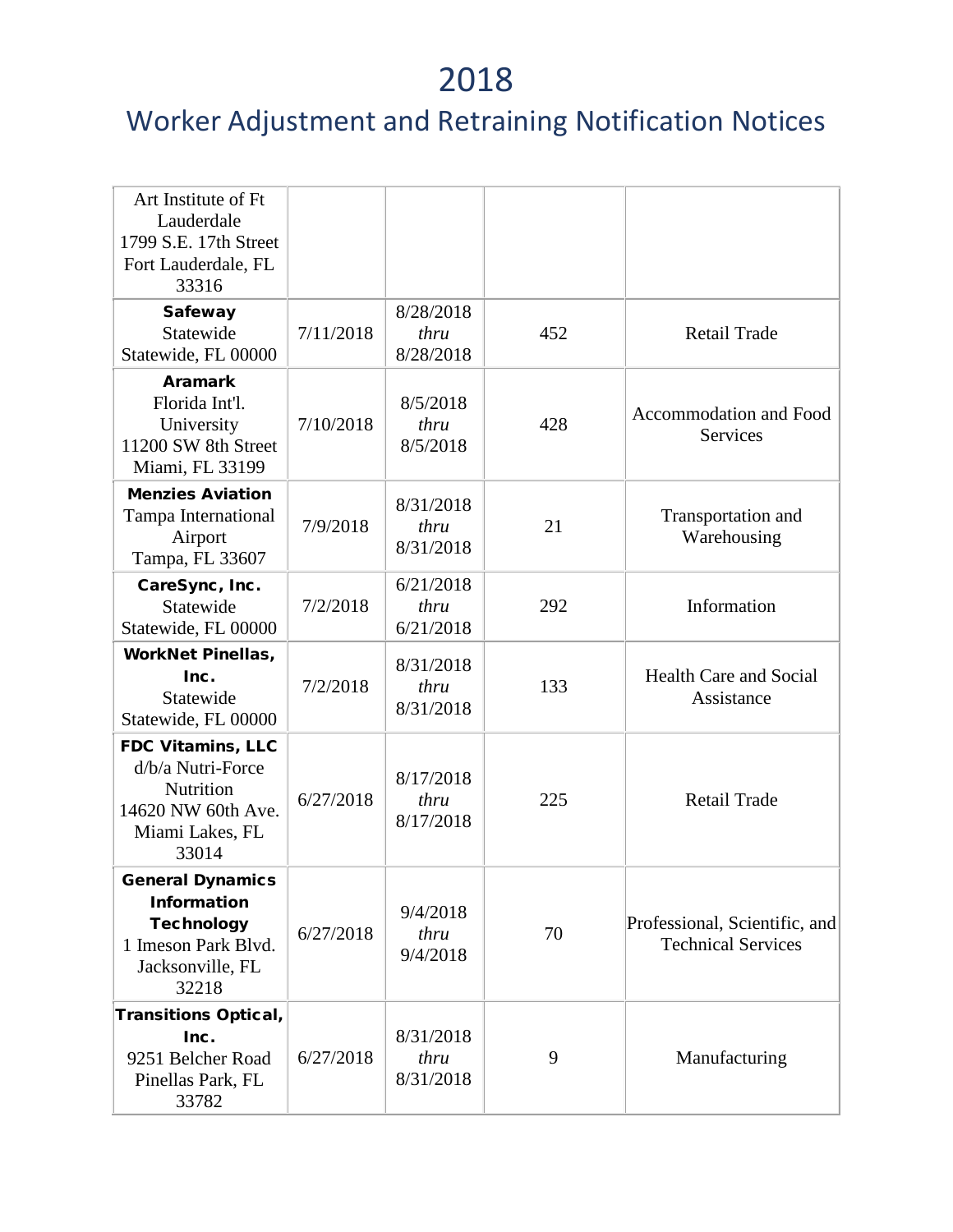# 2018

## Worker Adjustment and Retraining Notification Notices

| | | | | |
|---|---|---|---|---|
| Art Institute of Ft Lauderdale<br>1799 S.E. 17th Street<br>Fort Lauderdale, FL 33316 | | | | |
| **Safeway**<br>Statewide<br>Statewide, FL 00000 | 7/11/2018 | 8/28/2018 *thru* 8/28/2018 | 452 | Retail Trade |
| **Aramark**<br>Florida Int'l. University<br>11200 SW 8th Street<br>Miami, FL 33199 | 7/10/2018 | 8/5/2018 *thru* 8/5/2018 | 428 | Accommodation and Food Services |
| **Menzies Aviation**<br>Tampa International Airport<br>Tampa, FL 33607 | 7/9/2018 | 8/31/2018 *thru* 8/31/2018 | 21 | Transportation and Warehousing |
| **CareSync, Inc.**<br>Statewide<br>Statewide, FL 00000 | 7/2/2018 | 6/21/2018 *thru* 6/21/2018 | 292 | Information |
| **WorkNet Pinellas, Inc.**<br>Statewide<br>Statewide, FL 00000 | 7/2/2018 | 8/31/2018 *thru* 8/31/2018 | 133 | Health Care and Social Assistance |
| **FDC Vitamins, LLC**<br>d/b/a Nutri-Force Nutrition<br>14620 NW 60th Ave.<br>Miami Lakes, FL 33014 | 6/27/2018 | 8/17/2018 *thru* 8/17/2018 | 225 | Retail Trade |
| **General Dynamics Information Technology**<br>1 Imeson Park Blvd.<br>Jacksonville, FL 32218 | 6/27/2018 | 9/4/2018 *thru* 9/4/2018 | 70 | Professional, Scientific, and Technical Services |
| **Transitions Optical, Inc.**<br>9251 Belcher Road<br>Pinellas Park, FL 33782 | 6/27/2018 | 8/31/2018 *thru* 8/31/2018 | 9 | Manufacturing |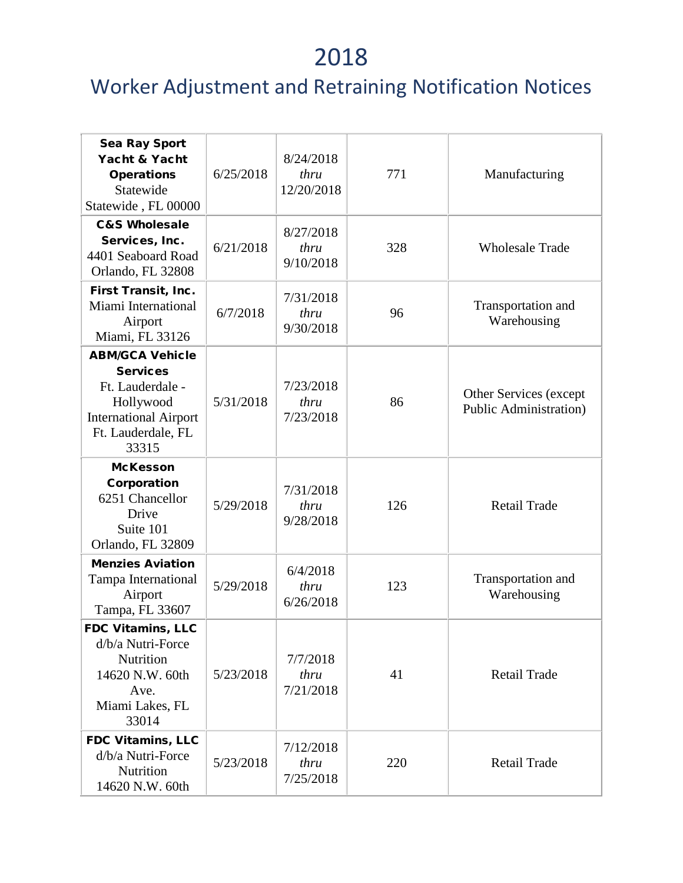# 2018

## Worker Adjustment and Retraining Notification Notices

| | | | | |
|---|---|---|---|---|
| **Sea Ray Sport Yacht & Yacht Operations** Statewide Statewide , FL 00000 | 6/25/2018 | 8/24/2018 *thru* 12/20/2018 | 771 | Manufacturing |
| **C&S Wholesale Services, Inc.** 4401 Seaboard Road Orlando, FL 32808 | 6/21/2018 | 8/27/2018 *thru* 9/10/2018 | 328 | Wholesale Trade |
| **First Transit, Inc.** Miami International Airport Miami, FL 33126 | 6/7/2018 | 7/31/2018 *thru* 9/30/2018 | 96 | Transportation and Warehousing |
| **ABM/GCA Vehicle Services** Ft. Lauderdale - Hollywood International Airport Ft. Lauderdale, FL 33315 | 5/31/2018 | 7/23/2018 *thru* 7/23/2018 | 86 | Other Services (except Public Administration) |
| **McKesson Corporation** 6251 Chancellor Drive Suite 101 Orlando, FL 32809 | 5/29/2018 | 7/31/2018 *thru* 9/28/2018 | 126 | Retail Trade |
| **Menzies Aviation** Tampa International Airport Tampa, FL 33607 | 5/29/2018 | 6/4/2018 *thru* 6/26/2018 | 123 | Transportation and Warehousing |
| **FDC Vitamins, LLC** d/b/a Nutri-Force Nutrition 14620 N.W. 60th Ave. Miami Lakes, FL 33014 | 5/23/2018 | 7/7/2018 *thru* 7/21/2018 | 41 | Retail Trade |
| **FDC Vitamins, LLC** d/b/a Nutri-Force Nutrition 14620 N.W. 60th | 5/23/2018 | 7/12/2018 *thru* 7/25/2018 | 220 | Retail Trade |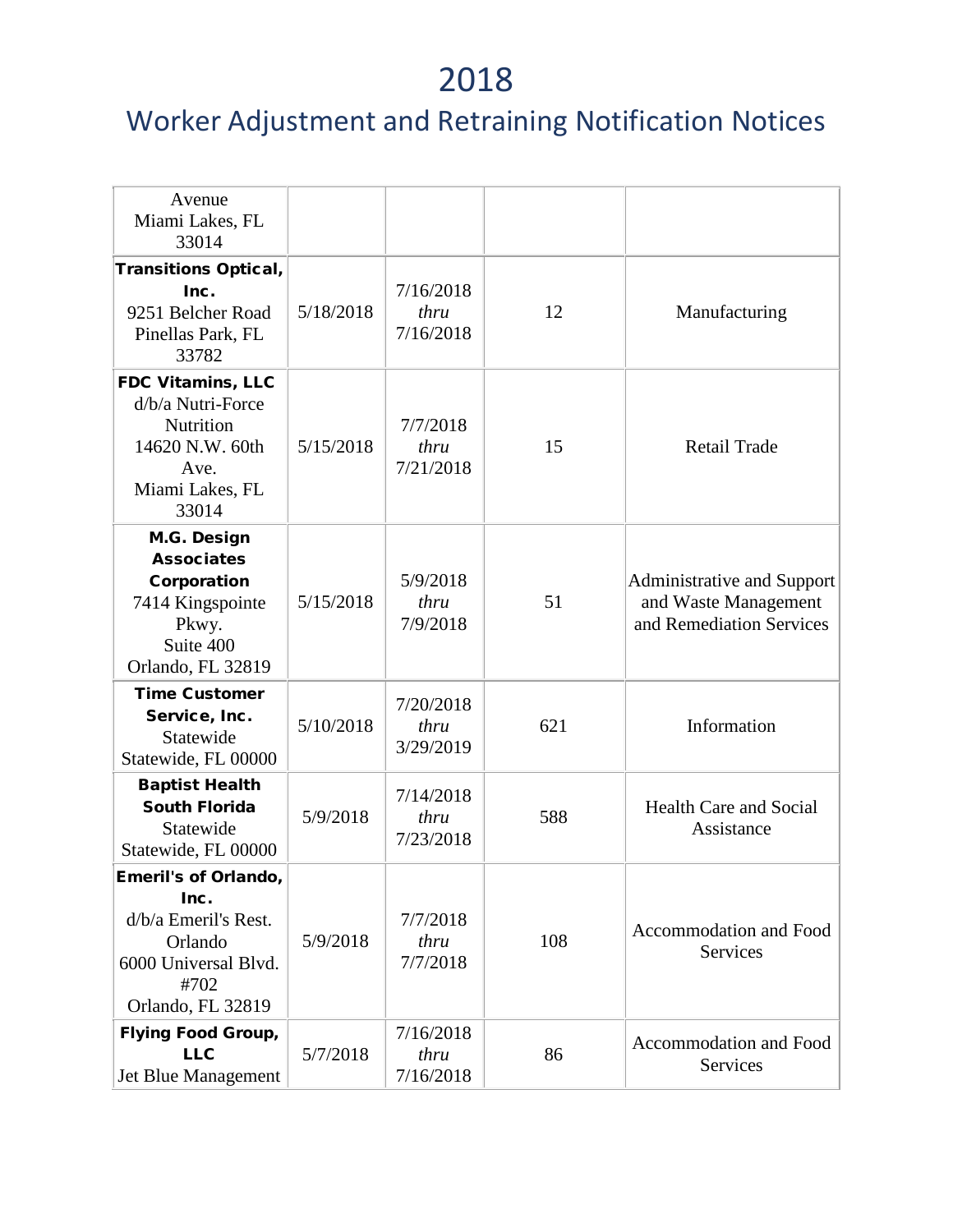# 2018

## Worker Adjustment and Retraining Notification Notices

| | | | | |
|---|---|---|---|---|
| Avenue Miami Lakes, FL 33014 | | | | |
| **Transitions Optical, Inc.** 9251 Belcher Road Pinellas Park, FL 33782 | 5/18/2018 | 7/16/2018 *thru* 7/16/2018 | 12 | Manufacturing |
| **FDC Vitamins, LLC** d/b/a Nutri-Force Nutrition 14620 N.W. 60th Ave. Miami Lakes, FL 33014 | 5/15/2018 | 7/7/2018 *thru* 7/21/2018 | 15 | Retail Trade |
| **M.G. Design Associates Corporation** 7414 Kingspointe Pkwy. Suite 400 Orlando, FL 32819 | 5/15/2018 | 5/9/2018 *thru* 7/9/2018 | 51 | Administrative and Support and Waste Management and Remediation Services |
| **Time Customer Service, Inc.** Statewide Statewide, FL 00000 | 5/10/2018 | 7/20/2018 *thru* 3/29/2019 | 621 | Information |
| **Baptist Health South Florida** Statewide Statewide, FL 00000 | 5/9/2018 | 7/14/2018 *thru* 7/23/2018 | 588 | Health Care and Social Assistance |
| **Emeril's of Orlando, Inc.** d/b/a Emeril's Rest. Orlando 6000 Universal Blvd. #702 Orlando, FL 32819 | 5/9/2018 | 7/7/2018 *thru* 7/7/2018 | 108 | Accommodation and Food Services |
| **Flying Food Group, LLC** Jet Blue Management | 5/7/2018 | 7/16/2018 *thru* 7/16/2018 | 86 | Accommodation and Food Services |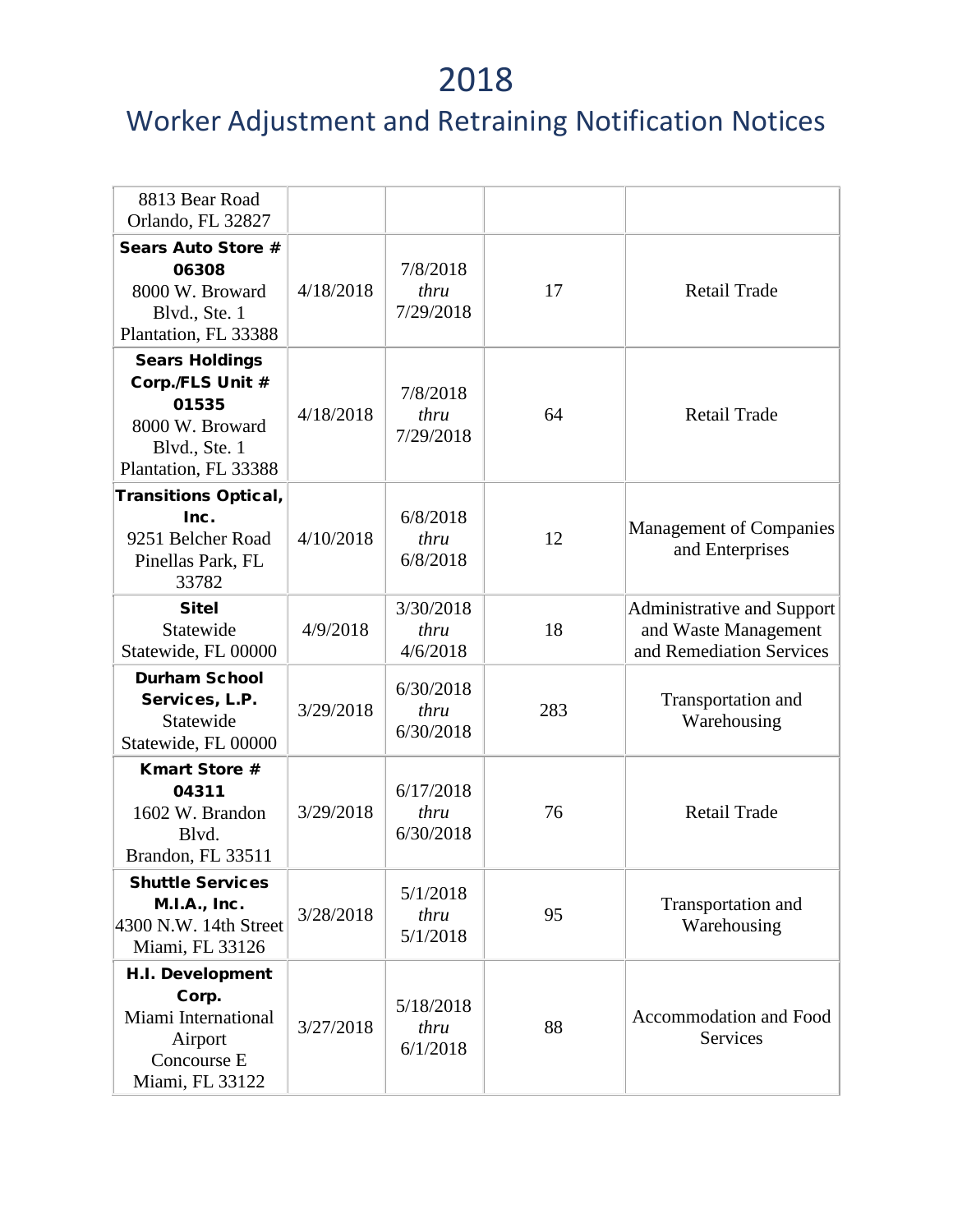# 2018

## Worker Adjustment and Retraining Notification Notices

| | | | | |
|---|---|---|---|---|
| 8813 Bear Road<br>Orlando, FL 32827 | | | | |
| **Sears Auto Store # 06308**<br>8000 W. Broward Blvd., Ste. 1<br>Plantation, FL 33388 | 4/18/2018 | 7/8/2018<br>*thru*<br>7/29/2018 | 17 | Retail Trade |
| **Sears Holdings Corp./FLS Unit # 01535**<br>8000 W. Broward Blvd., Ste. 1<br>Plantation, FL 33388 | 4/18/2018 | 7/8/2018<br>*thru*<br>7/29/2018 | 64 | Retail Trade |
| **Transitions Optical, Inc.**<br>9251 Belcher Road<br>Pinellas Park, FL 33782 | 4/10/2018 | 6/8/2018<br>*thru*<br>6/8/2018 | 12 | Management of Companies and Enterprises |
| **Sitel**<br>Statewide<br>Statewide, FL 00000 | 4/9/2018 | 3/30/2018<br>*thru*<br>4/6/2018 | 18 | Administrative and Support and Waste Management and Remediation Services |
| **Durham School Services, L.P.**<br>Statewide<br>Statewide, FL 00000 | 3/29/2018 | 6/30/2018<br>*thru*<br>6/30/2018 | 283 | Transportation and Warehousing |
| **Kmart Store # 04311**<br>1602 W. Brandon Blvd.<br>Brandon, FL 33511 | 3/29/2018 | 6/17/2018<br>*thru*<br>6/30/2018 | 76 | Retail Trade |
| **Shuttle Services M.I.A., Inc.**<br>4300 N.W. 14th Street<br>Miami, FL 33126 | 3/28/2018 | 5/1/2018<br>*thru*<br>5/1/2018 | 95 | Transportation and Warehousing |
| **H.I. Development Corp.**<br>Miami International Airport<br>Concourse E<br>Miami, FL 33122 | 3/27/2018 | 5/18/2018<br>*thru*<br>6/1/2018 | 88 | Accommodation and Food Services |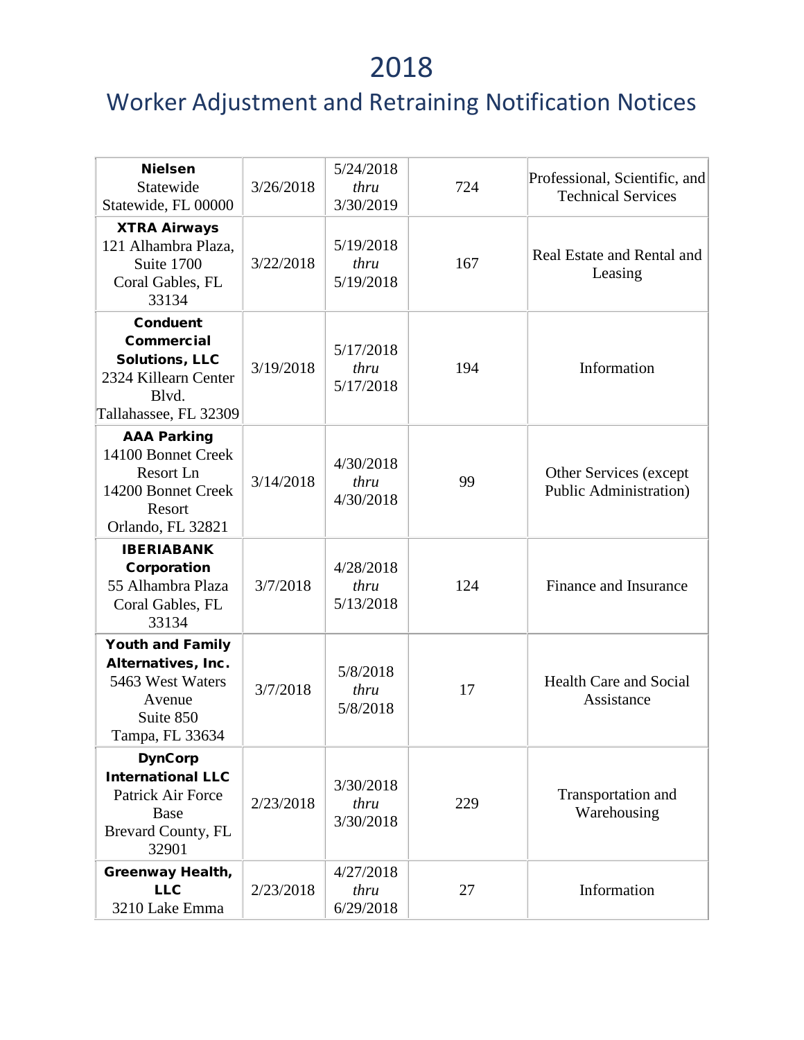# 2018

## Worker Adjustment and Retraining Notification Notices

| | | | | |
|---|---|---|---|---|
| **Nielsen**<br>Statewide<br>Statewide, FL 00000 | 3/26/2018 | 5/24/2018<br>*thru*<br>3/30/2019 | 724 | Professional, Scientific, and Technical Services |
| **XTRA Airways**<br>121 Alhambra Plaza, Suite 1700<br>Coral Gables, FL 33134 | 3/22/2018 | 5/19/2018<br>*thru*<br>5/19/2018 | 167 | Real Estate and Rental and Leasing |
| **Conduent Commercial Solutions, LLC**<br>2324 Killearn Center Blvd.<br>Tallahassee, FL 32309 | 3/19/2018 | 5/17/2018<br>*thru*<br>5/17/2018 | 194 | Information |
| **AAA Parking**<br>14100 Bonnet Creek Resort Ln<br>14200 Bonnet Creek Resort<br>Orlando, FL 32821 | 3/14/2018 | 4/30/2018<br>*thru*<br>4/30/2018 | 99 | Other Services (except Public Administration) |
| **IBERIABANK Corporation**<br>55 Alhambra Plaza<br>Coral Gables, FL 33134 | 3/7/2018 | 4/28/2018<br>*thru*<br>5/13/2018 | 124 | Finance and Insurance |
| **Youth and Family Alternatives, Inc.**<br>5463 West Waters Avenue<br>Suite 850<br>Tampa, FL 33634 | 3/7/2018 | 5/8/2018<br>*thru*<br>5/8/2018 | 17 | Health Care and Social Assistance |
| **DynCorp International LLC**<br>Patrick Air Force Base<br>Brevard County, FL 32901 | 2/23/2018 | 3/30/2018<br>*thru*<br>3/30/2018 | 229 | Transportation and Warehousing |
| **Greenway Health, LLC**<br>3210 Lake Emma | 2/23/2018 | 4/27/2018<br>*thru*<br>6/29/2018 | 27 | Information |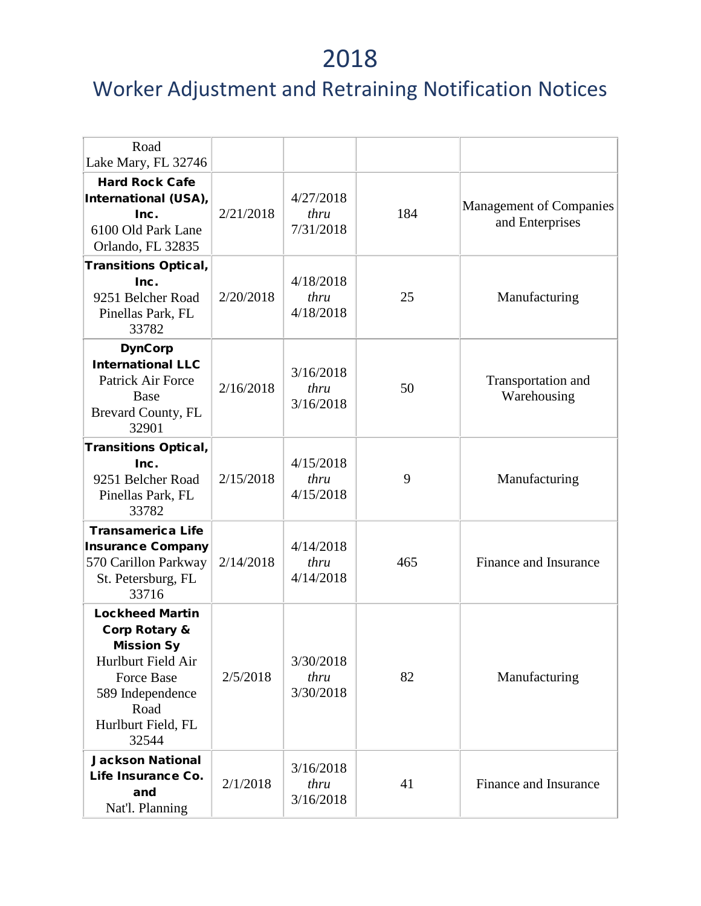# 2018

## Worker Adjustment and Retraining Notification Notices

| | | | | |
|---|---|---|---|---|
| Road<br>Lake Mary, FL 32746 | | | | |
| **Hard Rock Cafe International (USA), Inc.**<br>6100 Old Park Lane<br>Orlando, FL 32835 | 2/21/2018 | 4/27/2018<br>*thru*<br>7/31/2018 | 184 | Management of Companies and Enterprises |
| **Transitions Optical, Inc.**<br>9251 Belcher Road<br>Pinellas Park, FL 33782 | 2/20/2018 | 4/18/2018<br>*thru*<br>4/18/2018 | 25 | Manufacturing |
| **DynCorp International LLC**<br>Patrick Air Force Base<br>Brevard County, FL 32901 | 2/16/2018 | 3/16/2018<br>*thru*<br>3/16/2018 | 50 | Transportation and Warehousing |
| **Transitions Optical, Inc.**<br>9251 Belcher Road<br>Pinellas Park, FL 33782 | 2/15/2018 | 4/15/2018<br>*thru*<br>4/15/2018 | 9 | Manufacturing |
| **Transamerica Life Insurance Company**<br>570 Carillon Parkway<br>St. Petersburg, FL 33716 | 2/14/2018 | 4/14/2018<br>*thru*<br>4/14/2018 | 465 | Finance and Insurance |
| **Lockheed Martin Corp Rotary & Mission Sy**<br>Hurlburt Field Air Force Base<br>589 Independence Road<br>Hurlburt Field, FL 32544 | 2/5/2018 | 3/30/2018<br>*thru*<br>3/30/2018 | 82 | Manufacturing |
| **Jackson National Life Insurance Co. and**<br>Nat'l. Planning | 2/1/2018 | 3/16/2018<br>*thru*<br>3/16/2018 | 41 | Finance and Insurance |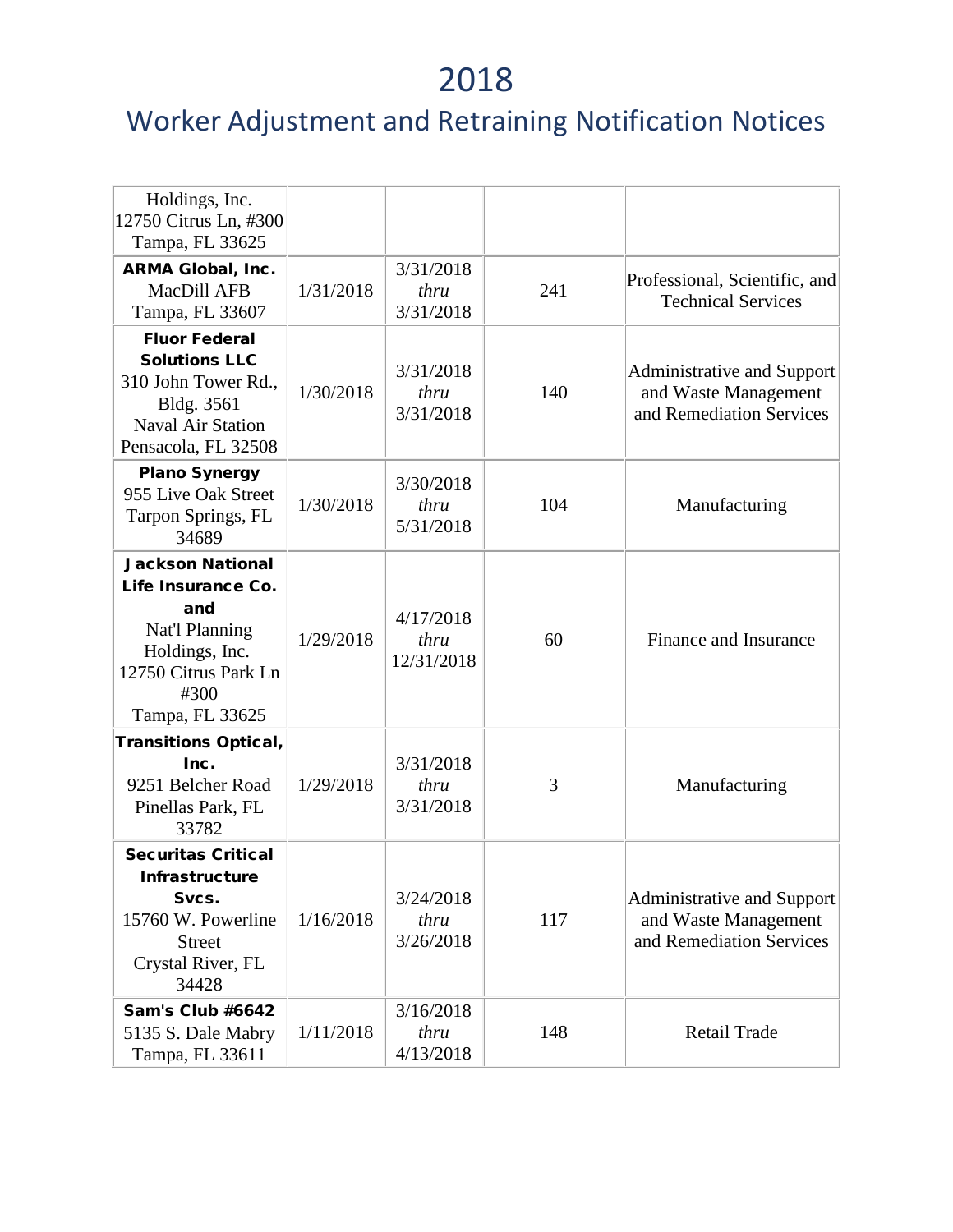# 2018

## Worker Adjustment and Retraining Notification Notices

| | | | | |
|---|---|---|---|---|
| Holdings, Inc.<br>12750 Citrus Ln, #300<br>Tampa, FL 33625 | | | | |
| **ARMA Global, Inc.**<br>MacDill AFB<br>Tampa, FL 33607 | 1/31/2018 | 3/31/2018<br>*thru*<br>3/31/2018 | 241 | Professional, Scientific, and Technical Services |
| **Fluor Federal Solutions LLC**<br>310 John Tower Rd., Bldg. 3561<br>Naval Air Station<br>Pensacola, FL 32508 | 1/30/2018 | 3/31/2018<br>*thru*<br>3/31/2018 | 140 | Administrative and Support and Waste Management and Remediation Services |
| **Plano Synergy**<br>955 Live Oak Street<br>Tarpon Springs, FL 34689 | 1/30/2018 | 3/30/2018<br>*thru*<br>5/31/2018 | 104 | Manufacturing |
| **Jackson National Life Insurance Co. and**<br>Nat'l Planning Holdings, Inc.<br>12750 Citrus Park Ln #300<br>Tampa, FL 33625 | 1/29/2018 | 4/17/2018<br>*thru*<br>12/31/2018 | 60 | Finance and Insurance |
| **Transitions Optical, Inc.**<br>9251 Belcher Road<br>Pinellas Park, FL 33782 | 1/29/2018 | 3/31/2018<br>*thru*<br>3/31/2018 | 3 | Manufacturing |
| **Securitas Critical Infrastructure Svcs.**<br>15760 W. Powerline Street<br>Crystal River, FL 34428 | 1/16/2018 | 3/24/2018<br>*thru*<br>3/26/2018 | 117 | Administrative and Support and Waste Management and Remediation Services |
| **Sam's Club #6642**<br>5135 S. Dale Mabry<br>Tampa, FL 33611 | 1/11/2018 | 3/16/2018<br>*thru*<br>4/13/2018 | 148 | Retail Trade |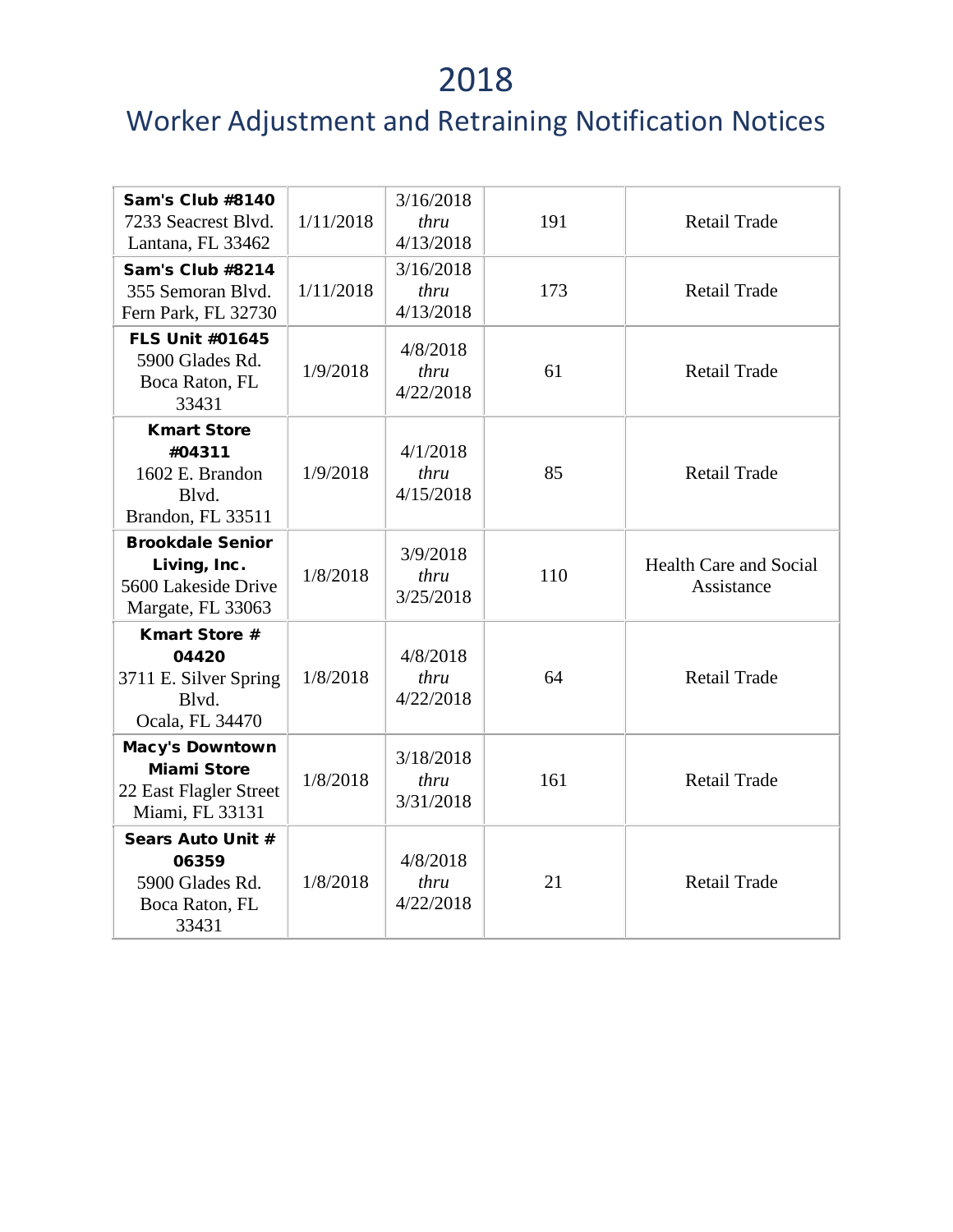# 2018

## Worker Adjustment and Retraining Notification Notices

| | | | | |
|---|---|---|---|---|
| **Sam's Club #8140** 7233 Seacrest Blvd. Lantana, FL 33462 | 1/11/2018 | 3/16/2018 *thru* 4/13/2018 | 191 | Retail Trade |
| **Sam's Club #8214** 355 Semoran Blvd. Fern Park, FL 32730 | 1/11/2018 | 3/16/2018 *thru* 4/13/2018 | 173 | Retail Trade |
| **FLS Unit #01645** 5900 Glades Rd. Boca Raton, FL 33431 | 1/9/2018 | 4/8/2018 *thru* 4/22/2018 | 61 | Retail Trade |
| **Kmart Store #04311** 1602 E. Brandon Blvd. Brandon, FL 33511 | 1/9/2018 | 4/1/2018 *thru* 4/15/2018 | 85 | Retail Trade |
| **Brookdale Senior Living, Inc.** 5600 Lakeside Drive Margate, FL 33063 | 1/8/2018 | 3/9/2018 *thru* 3/25/2018 | 110 | Health Care and Social Assistance |
| **Kmart Store # 04420** 3711 E. Silver Spring Blvd. Ocala, FL 34470 | 1/8/2018 | 4/8/2018 *thru* 4/22/2018 | 64 | Retail Trade |
| **Macy's Downtown Miami Store** 22 East Flagler Street Miami, FL 33131 | 1/8/2018 | 3/18/2018 *thru* 3/31/2018 | 161 | Retail Trade |
| **Sears Auto Unit # 06359** 5900 Glades Rd. Boca Raton, FL 33431 | 1/8/2018 | 4/8/2018 *thru* 4/22/2018 | 21 | Retail Trade |